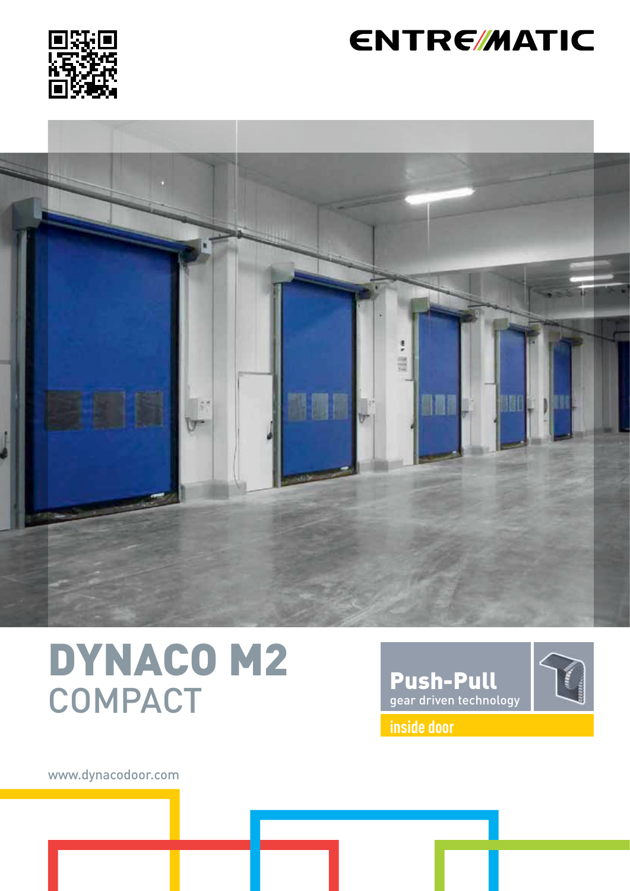ENTREMATIC

# DYNACO M2
## COMPACT

**Push-Pull**
gear driven technology

inside door

www.dynacodoor.com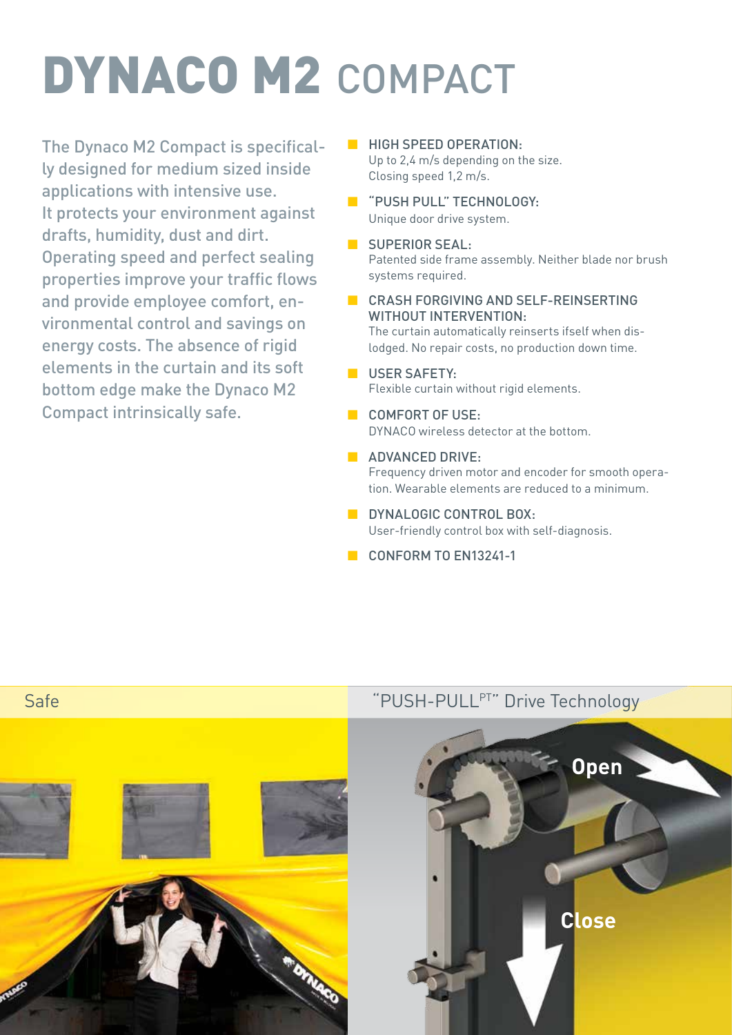# DYNACO M2 COMPACT

The Dynaco M2 Compact is specifically designed for medium sized inside applications with intensive use. It protects your environment against drafts, humidity, dust and dirt. Operating speed and perfect sealing properties improve your traffic flows and provide employee comfort, environmental control and savings on energy costs. The absence of rigid elements in the curtain and its soft bottom edge make the Dynaco M2 Compact intrinsically safe.

- HIGH SPEED OPERATION:
  Up to 2,4 m/s depending on the size.
  Closing speed 1,2 m/s.
- "PUSH PULL" TECHNOLOGY:
  Unique door drive system.
- SUPERIOR SEAL:
  Patented side frame assembly. Neither blade nor brush systems required.
- CRASH FORGIVING AND SELF-REINSERTING WITHOUT INTERVENTION:
  The curtain automatically reinserts ifself when dislodged. No repair costs, no production down time.
- USER SAFETY:
  Flexible curtain without rigid elements.
- COMFORT OF USE:
  DYNACO wireless detector at the bottom.
- ADVANCED DRIVE:
  Frequency driven motor and encoder for smooth operation. Wearable elements are reduced to a minimum.
- DYNALOGIC CONTROL BOX:
  User-friendly control box with self-diagnosis.
- CONFORM TO EN13241-1

Safe

"PUSH-PULL[PT]" Drive Technology

Open

Close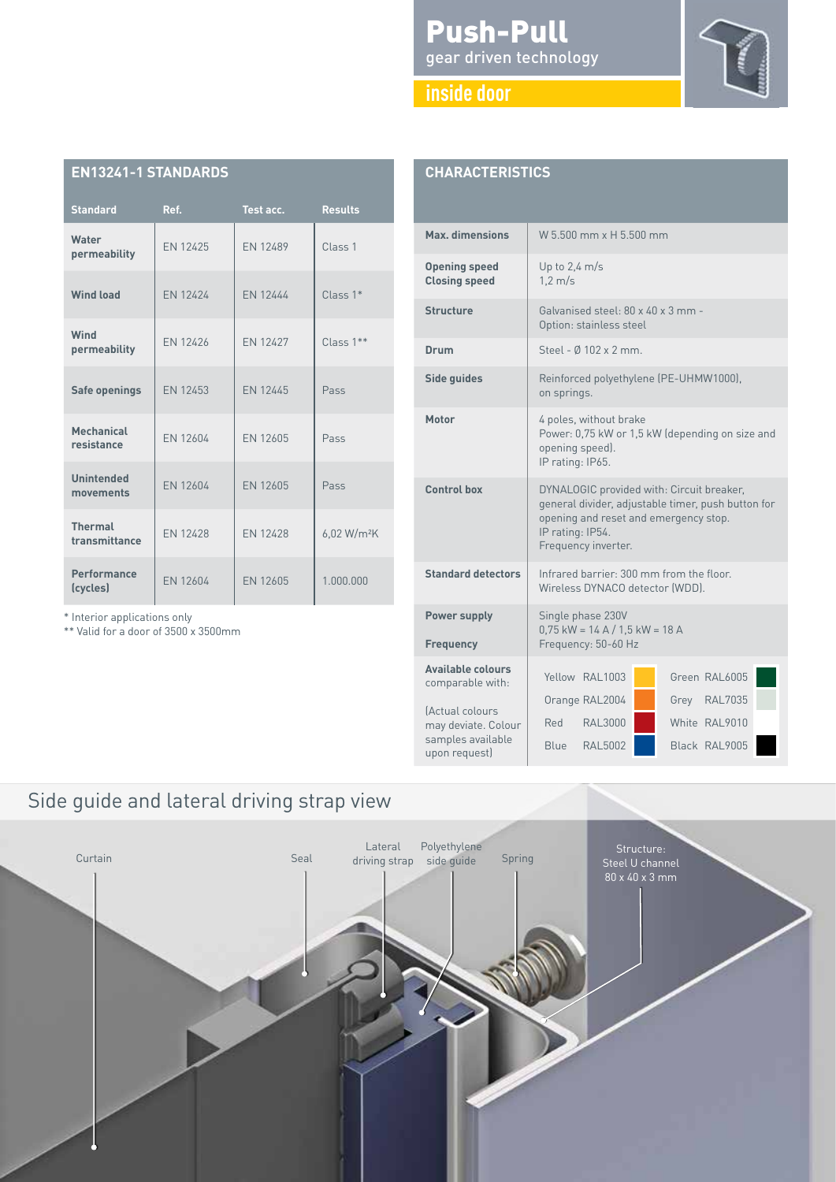# Push-Pull

gear driven technology

**inside door**

## EN13241-1 STANDARDS

| Standard | Ref. | Test acc. | Results |
|---|---|---|---|
| Water permeability | EN 12425 | EN 12489 | Class 1 |
| Wind load | EN 12424 | EN 12444 | Class 1* |
| Wind permeability | EN 12426 | EN 12427 | Class 1** |
| Safe openings | EN 12453 | EN 12445 | Pass |
| Mechanical resistance | EN 12604 | EN 12605 | Pass |
| Unintended movements | EN 12604 | EN 12605 | Pass |
| Thermal transmittance | EN 12428 | EN 12428 | 6,02 W/m²K |
| Performance (cycles) | EN 12604 | EN 12605 | 1.000.000 |

* Interior applications only
** Valid for a door of 3500 x 3500mm

## CHARACTERISTICS

| | |
|---|---|
| **Max. dimensions** | W 5.500 mm x H 5.500 mm |
| **Opening speed**<br>**Closing speed** | Up to 2,4 m/s<br>1,2 m/s |
| **Structure** | Galvanised steel: 80 x 40 x 3 mm - Option: stainless steel |
| **Drum** | Steel - Ø 102 x 2 mm. |
| **Side guides** | Reinforced polyethylene (PE-UHMW1000), on springs. |
| **Motor** | 4 poles, without brake<br>Power: 0,75 kW or 1,5 kW (depending on size and opening speed).<br>IP rating: IP65. |
| **Control box** | DYNALOGIC provided with: Circuit breaker, general divider, adjustable timer, push button for opening and reset and emergency stop.<br>IP rating: IP54.<br>Frequency inverter. |
| **Standard detectors** | Infrared barrier: 300 mm from the floor.<br>Wireless DYNACO detector (WDD). |
| **Power supply**<br>**Frequency** | Single phase 230V<br>0,75 kW = 14 A / 1,5 kW = 18 A<br>Frequency: 50-60 Hz |
| **Available colours** comparable with:<br>(Actual colours may deviate. Colour samples available upon request) | Yellow RAL1003, Orange RAL2004, Red RAL3000, Blue RAL5002, Green RAL6005, Grey RAL7035, White RAL9010, Black RAL9005 |

## Side guide and lateral driving strap view

Curtain — Seal — Lateral driving strap — Polyethylene side guide — Spring — Structure: Steel U channel 80 x 40 x 3 mm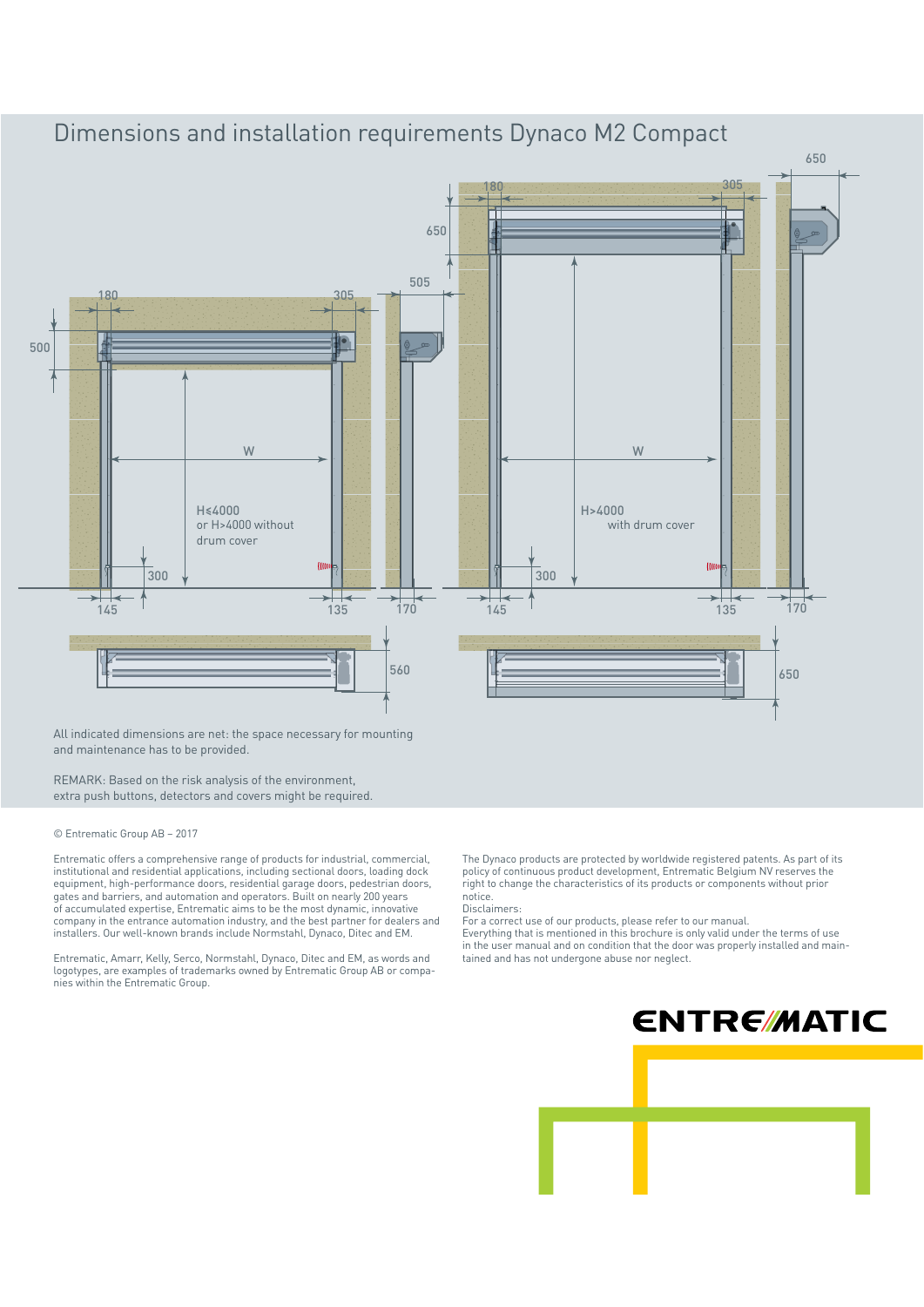## Dimensions and installation requirements Dynaco M2 Compact

500
180
305
505
W
H≤4000
or H>4000 without
drum cover
300
145
135
170
560

650
180
305
650
W
H>4000
with drum cover
300
145
135
170
650

All indicated dimensions are net: the space necessary for mounting and maintenance has to be provided.

REMARK: Based on the risk analysis of the environment, extra push buttons, detectors and covers might be required.

© Entrematic Group AB – 2017

Entrematic offers a comprehensive range of products for industrial, commercial, institutional and residential applications, including sectional doors, loading dock equipment, high-performance doors, residential garage doors, pedestrian doors, gates and barriers, and automation and operators. Built on nearly 200 years of accumulated expertise, Entrematic aims to be the most dynamic, innovative company in the entrance automation industry, and the best partner for dealers and installers. Our well-known brands include Normstahl, Dynaco, Ditec and EM.

Entrematic, Amarr, Kelly, Serco, Normstahl, Dynaco, Ditec and EM, as words and logotypes, are examples of trademarks owned by Entrematic Group AB or companies within the Entrematic Group.

The Dynaco products are protected by worldwide registered patents. As part of its policy of continuous product development, Entrematic Belgium NV reserves the right to change the characteristics of its products or components without prior notice.
Disclaimers:
For a correct use of our products, please refer to our manual.
Everything that is mentioned in this brochure is only valid under the terms of use in the user manual and on condition that the door was properly installed and maintained and has not undergone abuse nor neglect.

ENTREMATIC